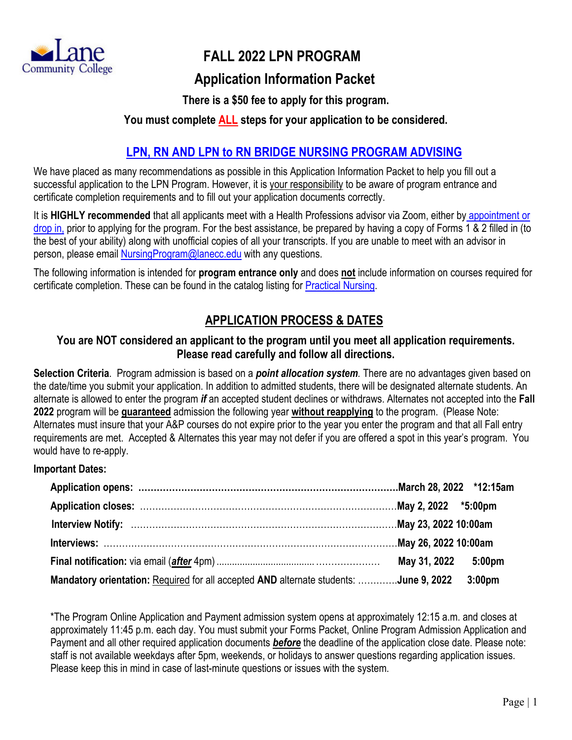# FALL 2022 LPN PROGRAM

## Application Information Packet

**There is a $50 fee to apply for this program.**

**You must complete ALL steps for your application to be considered.**

## LPN, RN AND LPN to RN BRIDGE NURSING PROGRAM ADVISING

We have placed as many recommendations as possible in this Application Information Packet to help you fill out a successful application to the LPN Program. However, it is your responsibility to be aware of program entrance and certificate completion requirements and to fill out your application documents correctly.

It is **HIGHLY recommended** that all applicants meet with a Health Professions advisor via Zoom, either by appointment or drop in, prior to applying for the program. For the best assistance, be prepared by having a copy of Forms 1 & 2 filled in (to the best of your ability) along with unofficial copies of all your transcripts. If you are unable to meet with an advisor in person, please email NursingProgram@lanecc.edu with any questions.

The following information is intended for **program entrance only** and does **not** include information on courses required for certificate completion. These can be found in the catalog listing for Practical Nursing.

## APPLICATION PROCESS & DATES

**You are NOT considered an applicant to the program until you meet all application requirements. Please read carefully and follow all directions.**

**Selection Criteria**. Program admission is based on a ***point allocation system***. There are no advantages given based on the date/time you submit your application. In addition to admitted students, there will be designated alternate students. An alternate is allowed to enter the program ***if*** an accepted student declines or withdraws. Alternates not accepted into the **Fall 2022** program will be **guaranteed** admission the following year **without reapplying** to the program. (Please Note: Alternates must insure that your A&P courses do not expire prior to the year you enter the program and that all Fall entry requirements are met. Accepted & Alternates this year may not defer if you are offered a spot in this year's program. You would have to re-apply.

**Important Dates:**

- **Application opens:** ........ **March 28, 2022 \*12:15am**
- **Application closes:** ........ **May 2, 2022 \*5:00pm**
- **Interview Notify:** ........ **May 23, 2022 10:00am**
- **Interviews:** ........ **May 26, 2022 10:00am**
- **Final notification:** via email (***after*** 4pm) ........ **May 31, 2022 5:00pm**
- **Mandatory orientation:** Required for all accepted **AND** alternate students: ........ **June 9, 2022 3:00pm**

\*The Program Online Application and Payment admission system opens at approximately 12:15 a.m. and closes at approximately 11:45 p.m. each day. You must submit your Forms Packet, Online Program Admission Application and Payment and all other required application documents ***before*** the deadline of the application close date. Please note: staff is not available weekdays after 5pm, weekends, or holidays to answer questions regarding application issues. Please keep this in mind in case of last-minute questions or issues with the system.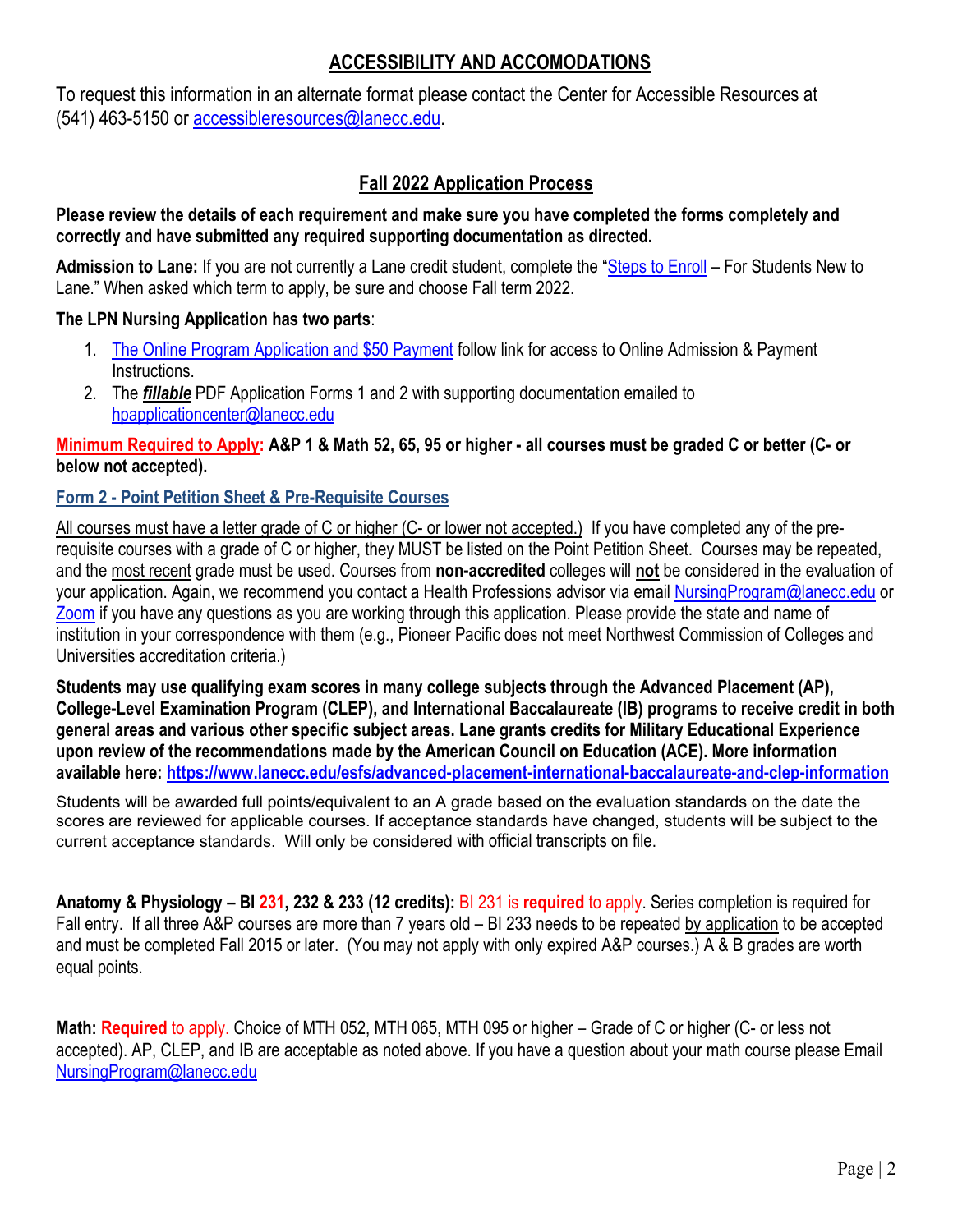## ACCESSIBILITY AND ACCOMODATIONS

To request this information in an alternate format please contact the Center for Accessible Resources at (541) 463-5150 or accessibleresources@lanecc.edu.

## Fall 2022 Application Process

**Please review the details of each requirement and make sure you have completed the forms completely and correctly and have submitted any required supporting documentation as directed.**

**Admission to Lane:** If you are not currently a Lane credit student, complete the "Steps to Enroll – For Students New to Lane." When asked which term to apply, be sure and choose Fall term 2022.

**The LPN Nursing Application has two parts**:

1. The Online Program Application and $50 Payment follow link for access to Online Admission & Payment Instructions.
2. The ***fillable*** PDF Application Forms 1 and 2 with supporting documentation emailed to hpapplicationcenter@lanecc.edu

**Minimum Required to Apply: A&P 1 & Math 52, 65, 95 or higher - all courses must be graded C or better (C- or below not accepted).**

### Form 2 - Point Petition Sheet & Pre-Requisite Courses

All courses must have a letter grade of C or higher (C- or lower not accepted.) If you have completed any of the pre-requisite courses with a grade of C or higher, they MUST be listed on the Point Petition Sheet. Courses may be repeated, and the most recent grade must be used. Courses from **non-accredited** colleges will **not** be considered in the evaluation of your application. Again, we recommend you contact a Health Professions advisor via email NursingProgram@lanecc.edu or Zoom if you have any questions as you are working through this application. Please provide the state and name of institution in your correspondence with them (e.g., Pioneer Pacific does not meet Northwest Commission of Colleges and Universities accreditation criteria.)

**Students may use qualifying exam scores in many college subjects through the Advanced Placement (AP), College-Level Examination Program (CLEP), and International Baccalaureate (IB) programs to receive credit in both general areas and various other specific subject areas. Lane grants credits for Military Educational Experience upon review of the recommendations made by the American Council on Education (ACE). More information available here: https://www.lanecc.edu/esfs/advanced-placement-international-baccalaureate-and-clep-information**

Students will be awarded full points/equivalent to an A grade based on the evaluation standards on the date the scores are reviewed for applicable courses. If acceptance standards have changed, students will be subject to the current acceptance standards. Will only be considered with official transcripts on file.

**Anatomy & Physiology – BI 231, 232 & 233 (12 credits):** BI 231 is **required** to apply. Series completion is required for Fall entry. If all three A&P courses are more than 7 years old – BI 233 needs to be repeated by application to be accepted and must be completed Fall 2015 or later. (You may not apply with only expired A&P courses.) A & B grades are worth equal points.

**Math: Required** to apply. Choice of MTH 052, MTH 065, MTH 095 or higher – Grade of C or higher (C- or less not accepted). AP, CLEP, and IB are acceptable as noted above. If you have a question about your math course please Email NursingProgram@lanecc.edu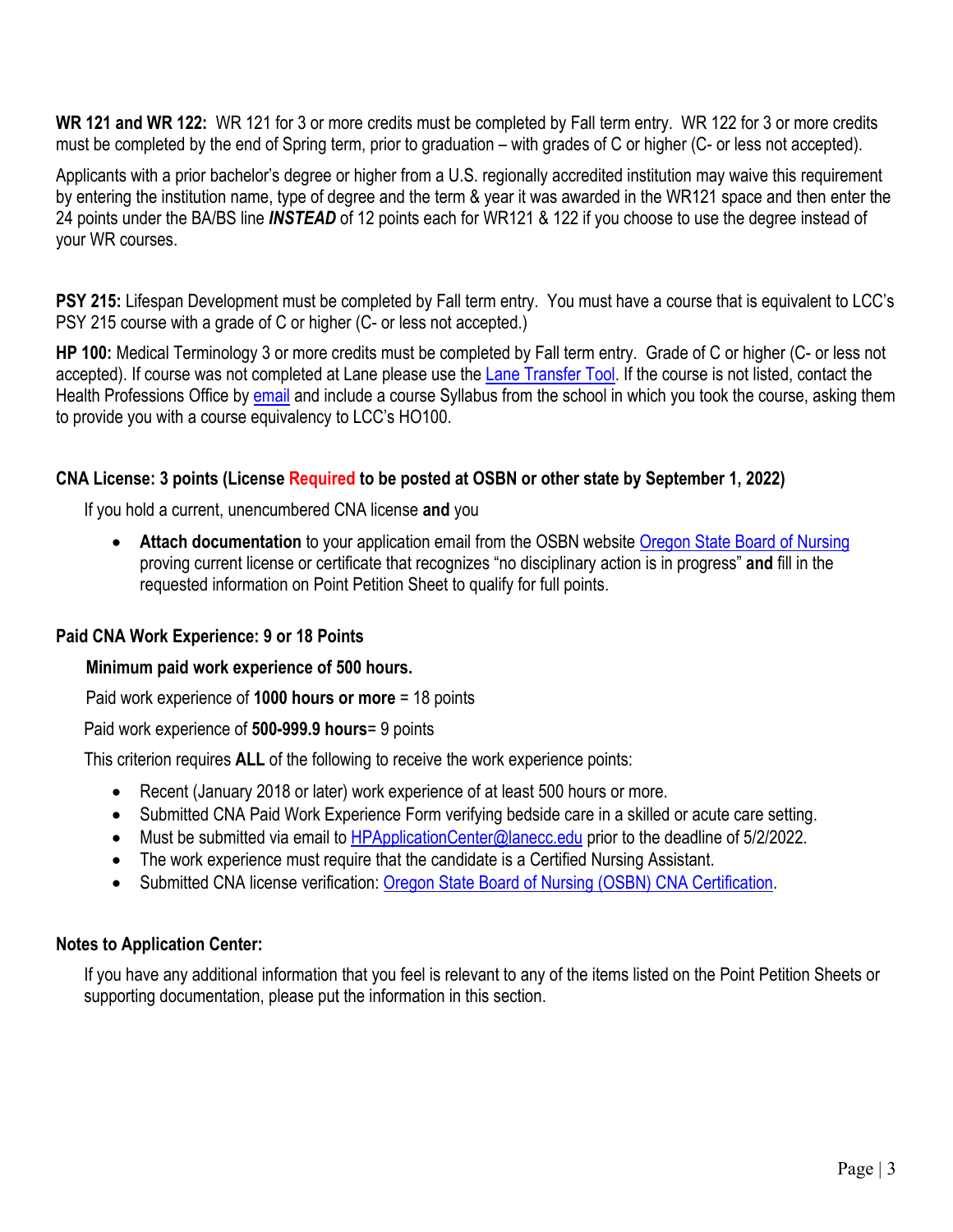**WR 121 and WR 122:** WR 121 for 3 or more credits must be completed by Fall term entry. WR 122 for 3 or more credits must be completed by the end of Spring term, prior to graduation – with grades of C or higher (C- or less not accepted).

Applicants with a prior bachelor's degree or higher from a U.S. regionally accredited institution may waive this requirement by entering the institution name, type of degree and the term & year it was awarded in the WR121 space and then enter the 24 points under the BA/BS line ***INSTEAD*** of 12 points each for WR121 & 122 if you choose to use the degree instead of your WR courses.

**PSY 215:** Lifespan Development must be completed by Fall term entry. You must have a course that is equivalent to LCC's PSY 215 course with a grade of C or higher (C- or less not accepted.)

**HP 100:** Medical Terminology 3 or more credits must be completed by Fall term entry. Grade of C or higher (C- or less not accepted). If course was not completed at Lane please use the Lane Transfer Tool. If the course is not listed, contact the Health Professions Office by email and include a course Syllabus from the school in which you took the course, asking them to provide you with a course equivalency to LCC's HO100.

**CNA License: 3 points (License Required to be posted at OSBN or other state by September 1, 2022)**

If you hold a current, unencumbered CNA license **and** you

- **Attach documentation** to your application email from the OSBN website Oregon State Board of Nursing proving current license or certificate that recognizes "no disciplinary action is in progress" **and** fill in the requested information on Point Petition Sheet to qualify for full points.

**Paid CNA Work Experience: 9 or 18 Points**

**Minimum paid work experience of 500 hours.**

Paid work experience of **1000 hours or more** = 18 points

Paid work experience of **500-999.9 hours**= 9 points

This criterion requires **ALL** of the following to receive the work experience points:

- Recent (January 2018 or later) work experience of at least 500 hours or more.
- Submitted CNA Paid Work Experience Form verifying bedside care in a skilled or acute care setting.
- Must be submitted via email to HPApplicationCenter@lanecc.edu prior to the deadline of 5/2/2022.
- The work experience must require that the candidate is a Certified Nursing Assistant.
- Submitted CNA license verification: Oregon State Board of Nursing (OSBN) CNA Certification.

**Notes to Application Center:**

If you have any additional information that you feel is relevant to any of the items listed on the Point Petition Sheets or supporting documentation, please put the information in this section.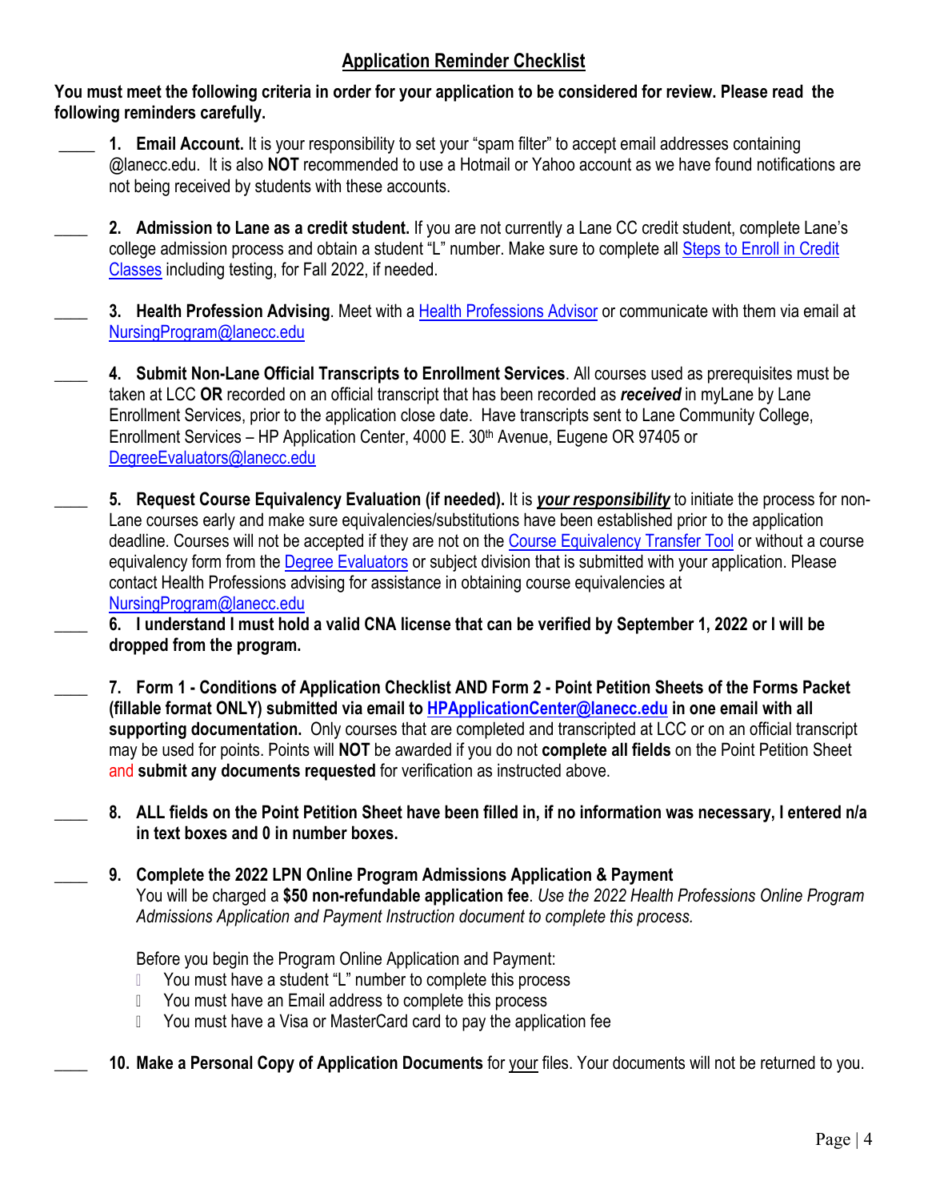## Application Reminder Checklist

**You must meet the following criteria in order for your application to be considered for review. Please read the following reminders carefully.**

____ **1. Email Account.** It is your responsibility to set your "spam filter" to accept email addresses containing @lanecc.edu. It is also **NOT** recommended to use a Hotmail or Yahoo account as we have found notifications are not being received by students with these accounts.

____ **2. Admission to Lane as a credit student.** If you are not currently a Lane CC credit student, complete Lane's college admission process and obtain a student "L" number. Make sure to complete all Steps to Enroll in Credit Classes including testing, for Fall 2022, if needed.

____ **3. Health Profession Advising**. Meet with a Health Professions Advisor or communicate with them via email at NursingProgram@lanecc.edu

____ **4. Submit Non-Lane Official Transcripts to Enrollment Services**. All courses used as prerequisites must be taken at LCC **OR** recorded on an official transcript that has been recorded as ***received*** in myLane by Lane Enrollment Services, prior to the application close date. Have transcripts sent to Lane Community College, Enrollment Services – HP Application Center, 4000 E. 30th Avenue, Eugene OR 97405 or DegreeEvaluators@lanecc.edu

____ **5. Request Course Equivalency Evaluation (if needed).** It is ***your responsibility*** to initiate the process for non-Lane courses early and make sure equivalencies/substitutions have been established prior to the application deadline. Courses will not be accepted if they are not on the Course Equivalency Transfer Tool or without a course equivalency form from the Degree Evaluators or subject division that is submitted with your application. Please contact Health Professions advising for assistance in obtaining course equivalencies at NursingProgram@lanecc.edu

____ **6. I understand I must hold a valid CNA license that can be verified by September 1, 2022 or I will be dropped from the program.**

____ **7. Form 1 - Conditions of Application Checklist AND Form 2 - Point Petition Sheets of the Forms Packet (fillable format ONLY) submitted via email to HPApplicationCenter@lanecc.edu in one email with all supporting documentation.** Only courses that are completed and transcripted at LCC or on an official transcript may be used for points. Points will **NOT** be awarded if you do not **complete all fields** on the Point Petition Sheet and **submit any documents requested** for verification as instructed above.

____ **8. ALL fields on the Point Petition Sheet have been filled in, if no information was necessary, I entered n/a in text boxes and 0 in number boxes.**

____ **9. Complete the 2022 LPN Online Program Admissions Application & Payment**
You will be charged a **$50 non-refundable application fee**. *Use the 2022 Health Professions Online Program Admissions Application and Payment Instruction document to complete this process.*

Before you begin the Program Online Application and Payment:
- You must have a student "L" number to complete this process
- You must have an Email address to complete this process
- You must have a Visa or MasterCard card to pay the application fee

____ **10. Make a Personal Copy of Application Documents** for your files. Your documents will not be returned to you.